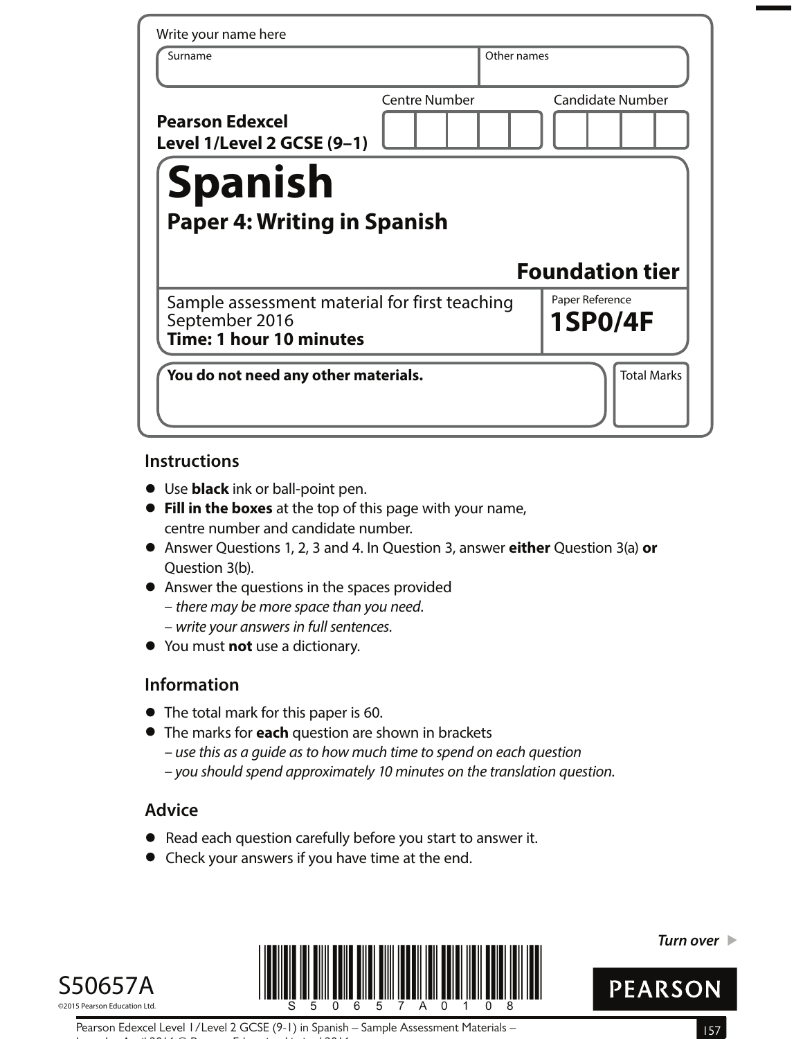Write your name here

| Surname | Other names |
|---|---|
| | |

**Pearson Edexcel Level 1/Level 2 GCSE (9–1)**

| Centre Number | Candidate Number |
|---|---|
| | |

# Spanish

## Paper 4: Writing in Spanish

**Foundation tier**

Sample assessment material for first teaching September 2016

**Time: 1 hour 10 minutes**

Paper Reference
**1SP0/4F**

**You do not need any other materials.**

Total Marks

### Instructions

- Use **black** ink or ball-point pen.
- **Fill in the boxes** at the top of this page with your name, centre number and candidate number.
- Answer Questions 1, 2, 3 and 4. In Question 3, answer **either** Question 3(a) **or** Question 3(b).
- Answer the questions in the spaces provided
  – *there may be more space than you need.*
  – *write your answers in full sentences.*
- You must **not** use a dictionary.

### Information

- The total mark for this paper is 60.
- The marks for **each** question are shown in brackets
  – *use this as a guide as to how much time to spend on each question*
  – *you should spend approximately 10 minutes on the translation question.*

### Advice

- Read each question carefully before you start to answer it.
- Check your answers if you have time at the end.

*Turn over* ▶

S50657A

©2015 Pearson Education Ltd.

PEARSON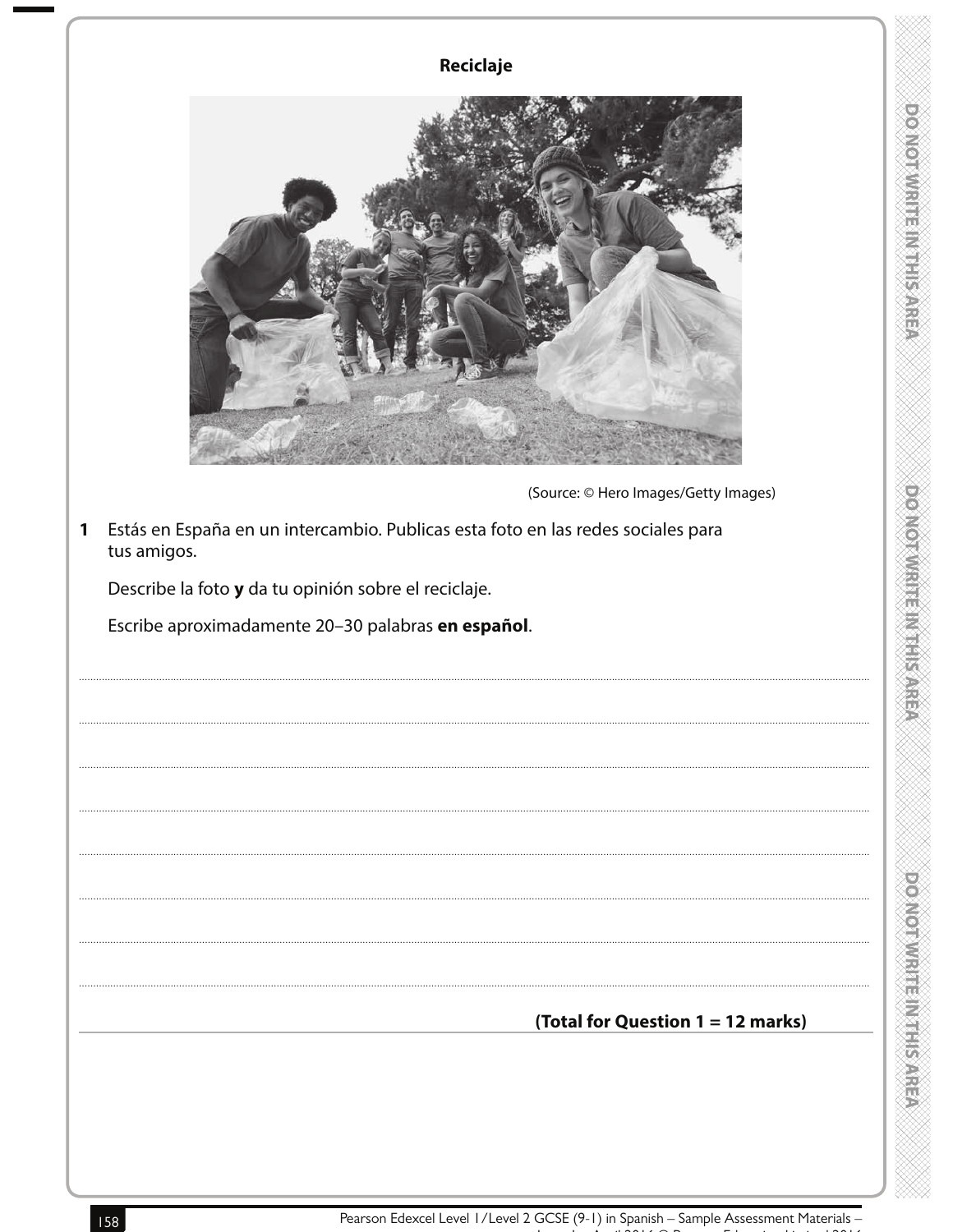**Reciclaje**

(Source: © Hero Images/Getty Images)

**1** Estás en España en un intercambio. Publicas esta foto en las redes sociales para tus amigos.

Describe la foto **y** da tu opinión sobre el reciclaje.

Escribe aproximadamente 20–30 palabras **en español**.

**(Total for Question 1 = 12 marks)**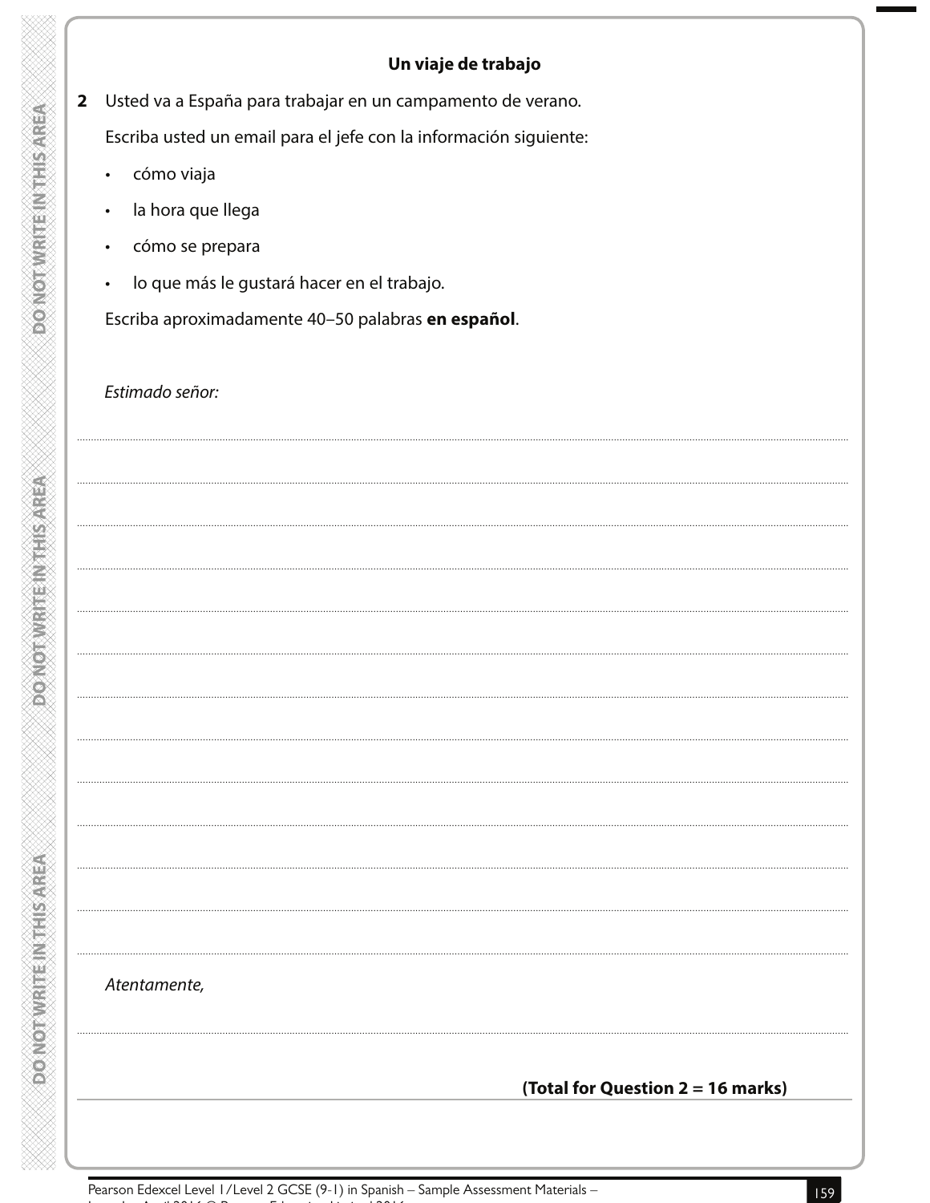## Un viaje de trabajo

**2** Usted va a España para trabajar en un campamento de verano.

Escriba usted un email para el jefe con la información siguiente:

- cómo viaja
- la hora que llega
- cómo se prepara
- lo que más le gustará hacer en el trabajo.

Escriba aproximadamente 40–50 palabras **en español**.

*Estimado señor:*

*Atentamente,*

**(Total for Question 2 = 16 marks)**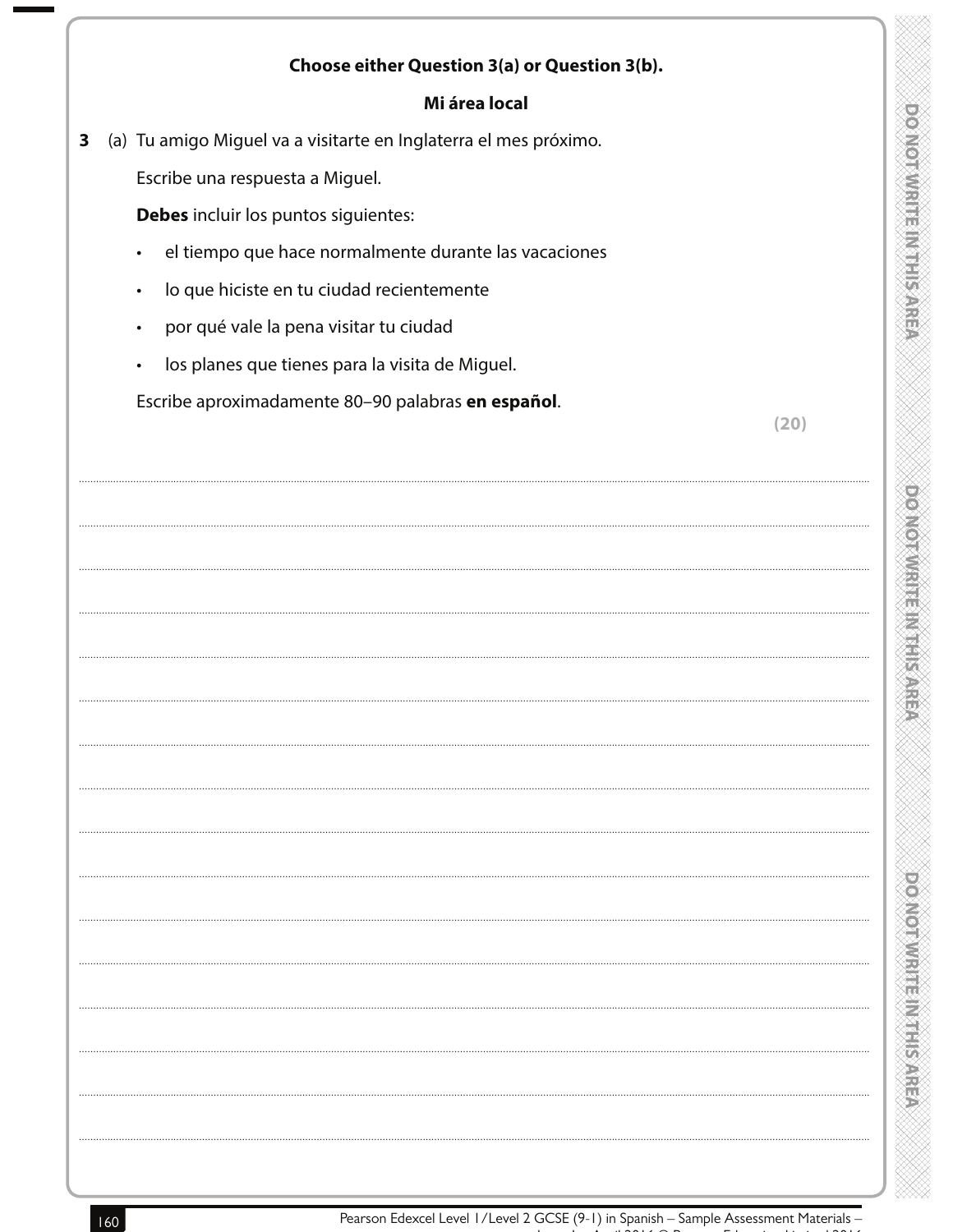**Choose either Question 3(a) or Question 3(b).**

**Mi área local**

3 (a) Tu amigo Miguel va a visitarte en Inglaterra el mes próximo.

Escribe una respuesta a Miguel.

**Debes** incluir los puntos siguientes:

- el tiempo que hace normalmente durante las vacaciones
- lo que hiciste en tu ciudad recientemente
- por qué vale la pena visitar tu ciudad
- los planes que tienes para la visita de Miguel.

Escribe aproximadamente 80–90 palabras **en español**.

**(20)**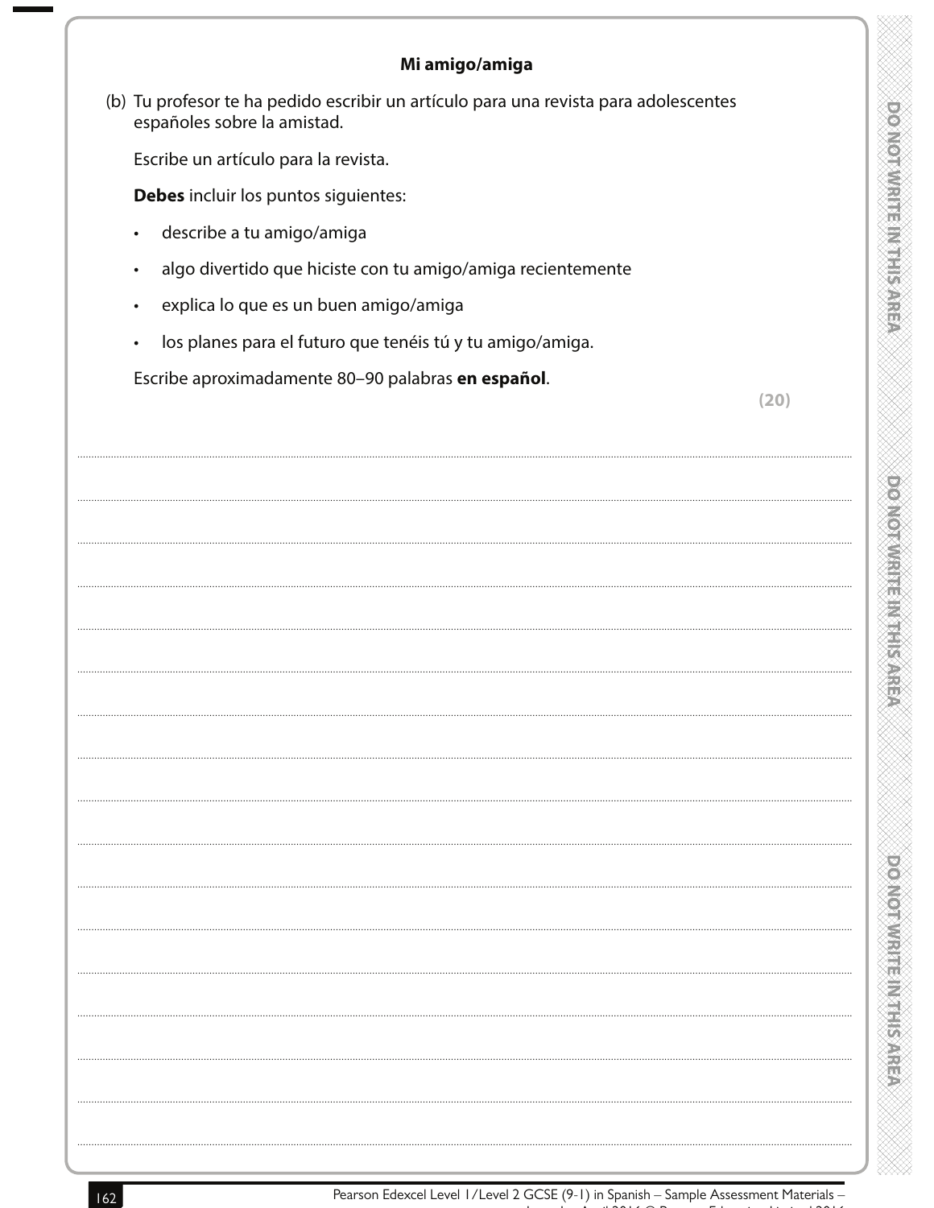**Mi amigo/amiga**

(b) Tu profesor te ha pedido escribir un artículo para una revista para adolescentes españoles sobre la amistad.

Escribe un artículo para la revista.

**Debes** incluir los puntos siguientes:

- describe a tu amigo/amiga
- algo divertido que hiciste con tu amigo/amiga recientemente
- explica lo que es un buen amigo/amiga
- los planes para el futuro que tenéis tú y tu amigo/amiga.

Escribe aproximadamente 80–90 palabras **en español**.

**(20)**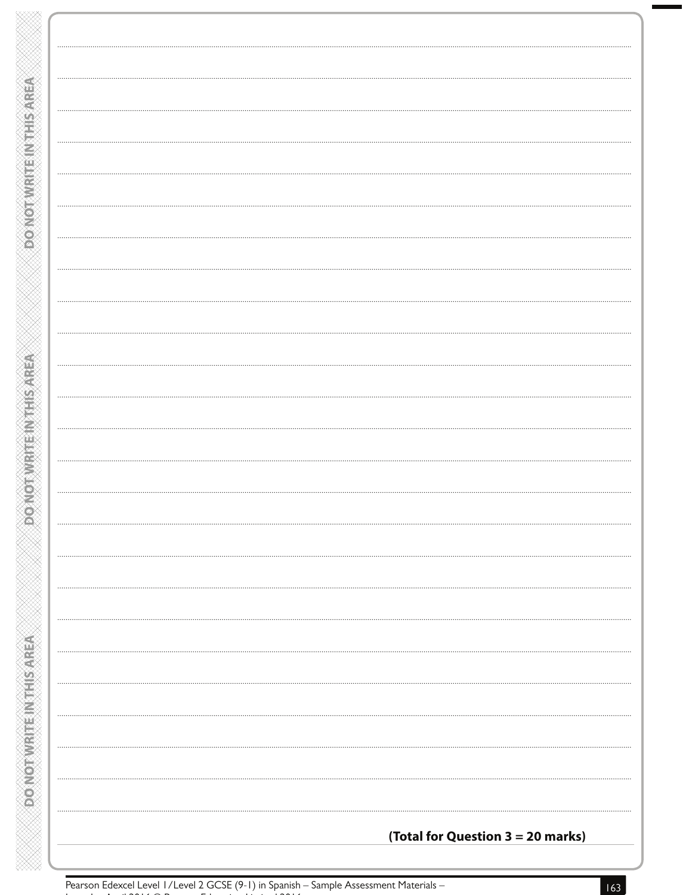**(Total for Question 3 = 20 marks)**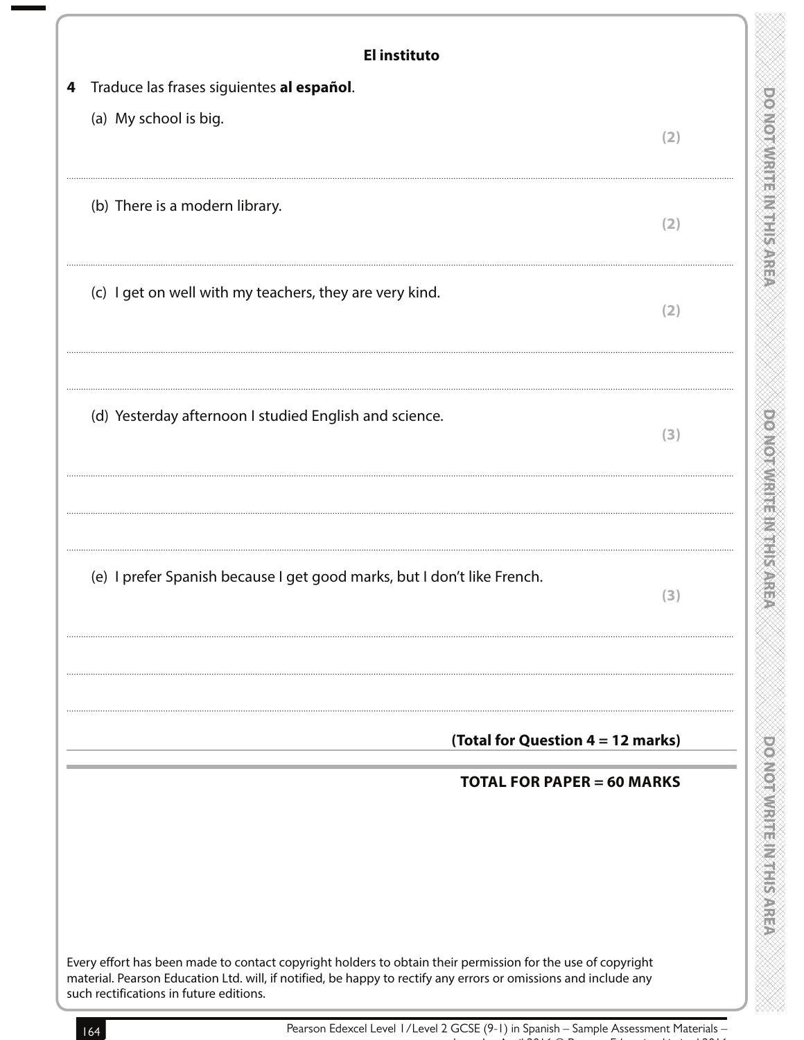## El instituto

**4** Traduce las frases siguientes **al español**.

(a) My school is big.

**(2)**

(b) There is a modern library.

**(2)**

(c) I get on well with my teachers, they are very kind.

**(2)**

(d) Yesterday afternoon I studied English and science.

**(3)**

(e) I prefer Spanish because I get good marks, but I don't like French.

**(3)**

**(Total for Question 4 = 12 marks)**

**TOTAL FOR PAPER = 60 MARKS**

Every effort has been made to contact copyright holders to obtain their permission for the use of copyright material. Pearson Education Ltd. will, if notified, be happy to rectify any errors or omissions and include any such rectifications in future editions.